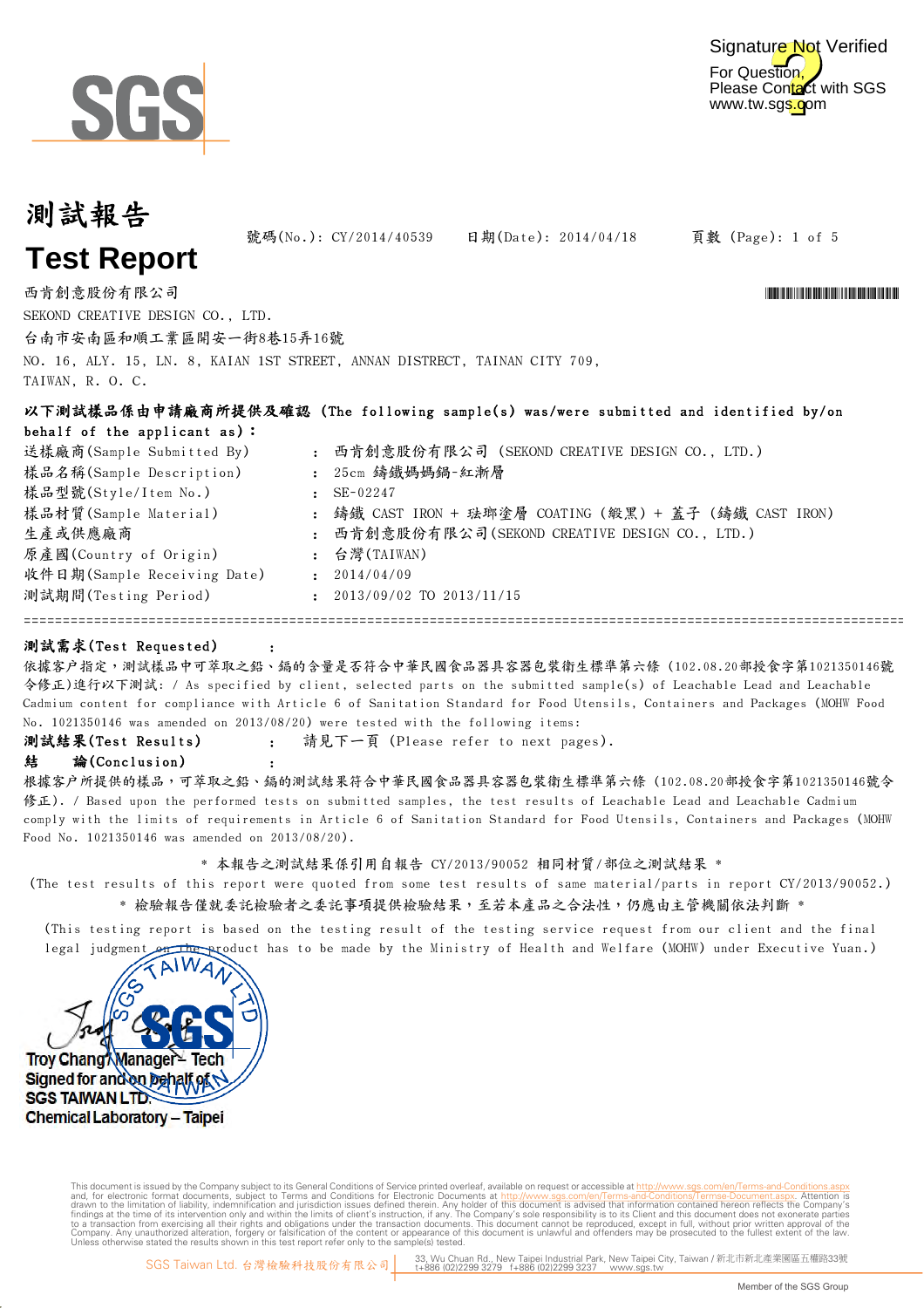# 測試報告

# Test Report

號碼(No.): CY/2014/40539 日期(Date): 2014/04/18

西肯創意股份有限公司
SEKOND CREATIVE DESIGN CO., LTD.
台南市安南區和順工業區開安一街8巷15弄16號
NO. 16, ALY. 15, LN. 8, KAIAN 1ST STREET, ANNAN DISTRECT, TAINAN CITY 709, TAIWAN, R. O. C.

**以下測試樣品係由申請廠商所提供及確認 (The following sample(s) was/were submitted and identified by/on behalf of the applicant as):**

| | | |
|---|---|---|
| 送樣廠商(Sample Submitted By) | : | 西肯創意股份有限公司 (SEKOND CREATIVE DESIGN CO., LTD.) |
| 樣品名稱(Sample Description) | : | 25cm 鑄鐵媽媽鍋-紅漸層 |
| 樣品型號(Style/Item No.) | : | SE-02247 |
| 樣品材質(Sample Material) | : | 鑄鐵 CAST IRON + 琺瑯塗層 COATING (鍛黑) + 蓋子 (鑄鐵 CAST IRON) |
| 生產或供應廠商 | : | 西肯創意股份有限公司(SEKOND CREATIVE DESIGN CO., LTD.) |
| 原產國(Country of Origin) | : | 台灣(TAIWAN) |
| 收件日期(Sample Receiving Date) | : | 2014/04/09 |
| 測試期間(Testing Period) | : | 2013/09/02 TO 2013/11/15 |

---

**測試需求(Test Requested)** :

依據客戶指定，測試樣品中可萃取之鉛、鎘的含量是否符合中華民國食品器具容器包裝衛生標準第六條 (102.08.20部授食字第1021350146號令修正)進行以下測試: / As specified by client, selected parts on the submitted sample(s) of Leachable Lead and Leachable Cadmium content for compliance with Article 6 of Sanitation Standard for Food Utensils, Containers and Packages (MOHW Food No. 1021350146 was amended on 2013/08/20) were tested with the following items:

**測試結果(Test Results)** : 請見下一頁 (Please refer to next pages).

**結 論(Conclusion)** :

根據客戶所提供的樣品，可萃取之鉛、鎘的測試結果符合中華民國食品器具容器包裝衛生標準第六條 (102.08.20部授食字第1021350146號令修正). / Based upon the performed tests on submitted samples, the test results of Leachable Lead and Leachable Cadmium comply with the limits of requirements in Article 6 of Sanitation Standard for Food Utensils, Containers and Packages (MOHW Food No. 1021350146 was amended on 2013/08/20).

\* 本報告之測試結果係引用自報告 CY/2013/90052 相同材質/部位之測試結果 \*
(The test results of this report were quoted from some test results of same material/parts in report CY/2013/90052.)

\* 檢驗報告僅就委託檢驗者之委託事項提供檢驗結果，至若本產品之合法性，仍應由主管機關依法判斷 \*
(This testing report is based on the testing result of the testing service request from our client and the final legal judgment on the product has to be made by the Ministry of Health and Welfare (MOHW) under Executive Yuan.)

Troy Chang / Manager – Tech
Signed for and on behalf of
SGS TAIWAN LTD.
Chemical Laboratory – Taipei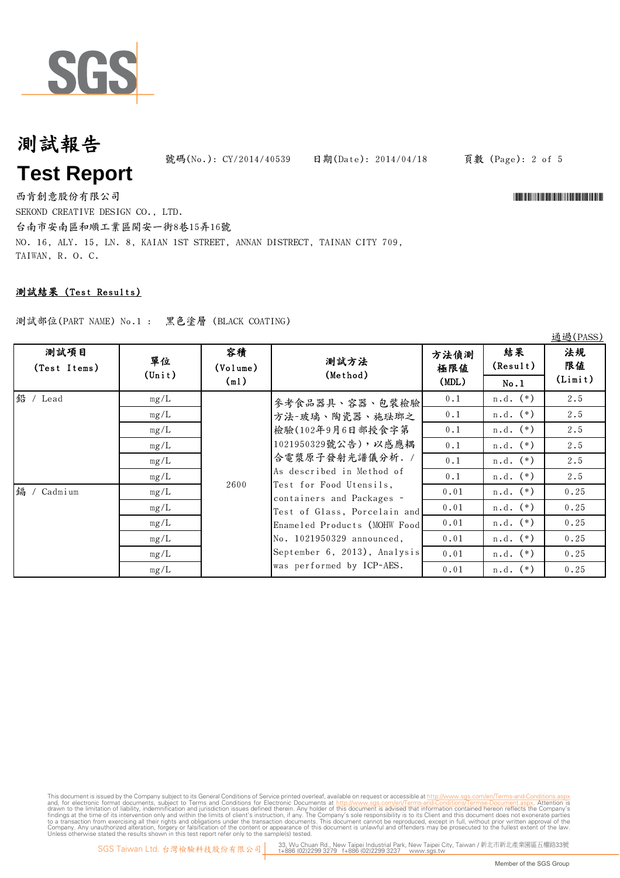# 測試報告

# Test Report

號碼(No.): CY/2014/40539　　日期(Date): 2014/04/18

西肯創意股份有限公司

SEKOND CREATIVE DESIGN CO., LTD.

台南市安南區和順工業區開安一街8巷15弄16號

NO. 16, ALY. 15, LN. 8, KAIAN 1ST STREET, ANNAN DISTRECT, TAINAN CITY 709, TAIWAN, R. O. C.

## 測試結果 (Test Results)

測試部位(PART NAME) No.1 :　黑色塗層 (BLACK COATING)

通過(PASS)

| 測試項目 (Test Items) | 單位 (Unit) | 容積 (Volume) (ml) | 測試方法 (Method) | 方法偵測極限值 (MDL) | 結果 (Result) No.1 | 法規限值 (Limit) |
|---|---|---|---|---|---|---|
| 鉛 / Lead | mg/L | 2600 | 參考食品器具、容器、包裝檢驗方法-玻璃、陶瓷器、施琺瑯之檢驗(102年9月6日部授食字第1021950329號公告),以感應耦合電漿原子發射光譜儀分析. / As described in Method of Test for Food Utensils, containers and Packages - Test of Glass, Porcelain and Enameled Products (MOHW Food No. 1021950329 announced, September 6, 2013), Analysis was performed by ICP-AES. | 0.1 | n.d. (*) | 2.5 |
| | mg/L | | | 0.1 | n.d. (*) | 2.5 |
| | mg/L | | | 0.1 | n.d. (*) | 2.5 |
| | mg/L | | | 0.1 | n.d. (*) | 2.5 |
| | mg/L | | | 0.1 | n.d. (*) | 2.5 |
| | mg/L | | | 0.1 | n.d. (*) | 2.5 |
| 鎘 / Cadmium | mg/L | | | 0.01 | n.d. (*) | 0.25 |
| | mg/L | | | 0.01 | n.d. (*) | 0.25 |
| | mg/L | | | 0.01 | n.d. (*) | 0.25 |
| | mg/L | | | 0.01 | n.d. (*) | 0.25 |
| | mg/L | | | 0.01 | n.d. (*) | 0.25 |
| | mg/L | | | 0.01 | n.d. (*) | 0.25 |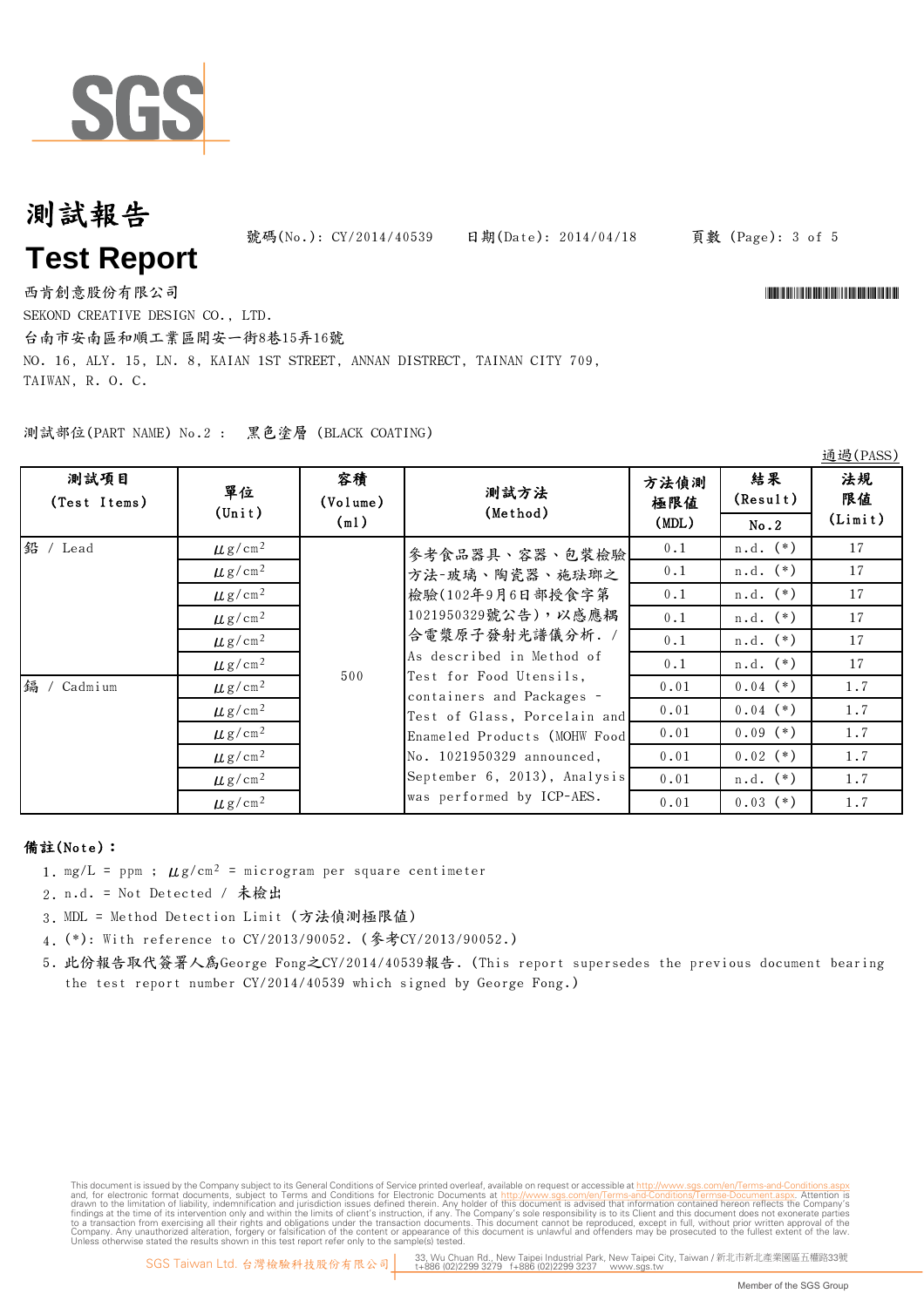# 測試報告

# Test Report

號碼(No.): CY/2014/40539　　日期(Date): 2014/04/18

西肯創意股份有限公司

SEKOND CREATIVE DESIGN CO., LTD.

台南市安南區和順工業區開安一街8巷15弄16號

NO. 16, ALY. 15, LN. 8, KAIAN 1ST STREET, ANNAN DISTRECT, TAINAN CITY 709, TAIWAN, R. O. C.

測試部位(PART NAME) No.2 :　黑色塗層 (BLACK COATING)

通過(PASS)

| 測試項目 (Test Items) | 單位 (Unit) | 容積 (Volume) (ml) | 測試方法 (Method) | 方法偵測極限值 (MDL) | 結果 (Result) No.2 | 法規限值 (Limit) |
|---|---|---|---|---|---|---|
| 鉛 / Lead | μg/cm² | 500 | 參考食品器具、容器、包裝檢驗方法-玻璃、陶瓷器、施琺瑯之檢驗(102年9月6日部授食字第1021950329號公告)，以感應耦合電漿原子發射光譜儀分析. / As described in Method of Test for Food Utensils, containers and Packages - Test of Glass, Porcelain and Enameled Products (MOHW Food No. 1021950329 announced, September 6, 2013), Analysis was performed by ICP-AES. | 0.1 | n.d. (*) | 17 |
| | μg/cm² | | | 0.1 | n.d. (*) | 17 |
| | μg/cm² | | | 0.1 | n.d. (*) | 17 |
| | μg/cm² | | | 0.1 | n.d. (*) | 17 |
| | μg/cm² | | | 0.1 | n.d. (*) | 17 |
| | μg/cm² | | | 0.1 | n.d. (*) | 17 |
| 鎘 / Cadmium | μg/cm² | | | 0.01 | 0.04 (*) | 1.7 |
| | μg/cm² | | | 0.01 | 0.04 (*) | 1.7 |
| | μg/cm² | | | 0.01 | 0.09 (*) | 1.7 |
| | μg/cm² | | | 0.01 | 0.02 (*) | 1.7 |
| | μg/cm² | | | 0.01 | n.d. (*) | 1.7 |
| | μg/cm² | | | 0.01 | 0.03 (*) | 1.7 |

**備註(Note)：**

1. mg/L = ppm ; μg/cm² = microgram per square centimeter
2. n.d. = Not Detected / 未檢出
3. MDL = Method Detection Limit (方法偵測極限值)
4. (*): With reference to CY/2013/90052. (參考CY/2013/90052.)
5. 此份報告取代簽署人爲George Fong之CY/2014/40539報告. (This report supersedes the previous document bearing the test report number CY/2014/40539 which signed by George Fong.)

This document is issued by the Company subject to its General Conditions of Service printed overleaf, available on request or accessible at http://www.sgs.com/en/Terms-and-Conditions.aspx and, for electronic format documents, subject to Terms and Conditions for Electronic Documents at http://www.sgs.com/en/Terms-and-Conditions/Terms-e-Document.aspx. Attention is drawn to the limitation of liability, indemnification and jurisdiction issues defined therein. Any holder of this document is advised that information contained hereon reflects the Company's findings at the time of its intervention only and within the limits of client's instruction, if any. The Company's sole responsibility is to its Client and this document does not exonerate parties to a transaction from exercising all their rights and obligations under the transaction documents. This document cannot be reproduced, except in full, without prior written approval of the Company. Any unauthorized alteration, forgery or falsification of the content or appearance of this document is unlawful and offenders may be prosecuted to the fullest extent of the law. Unless otherwise stated the results shown in this test report refer only to the sample(s) tested.

SGS Taiwan Ltd. 台灣檢驗科技股份有限公司 | 33, Wu Chuan Rd., New Taipei Industrial Park, New Taipei City, Taiwan / 新北市新北產業園區五權路33號 t+886 (02)2299 3279 f+886 (02)2299 3237 www.sgs.tw

Member of the SGS Group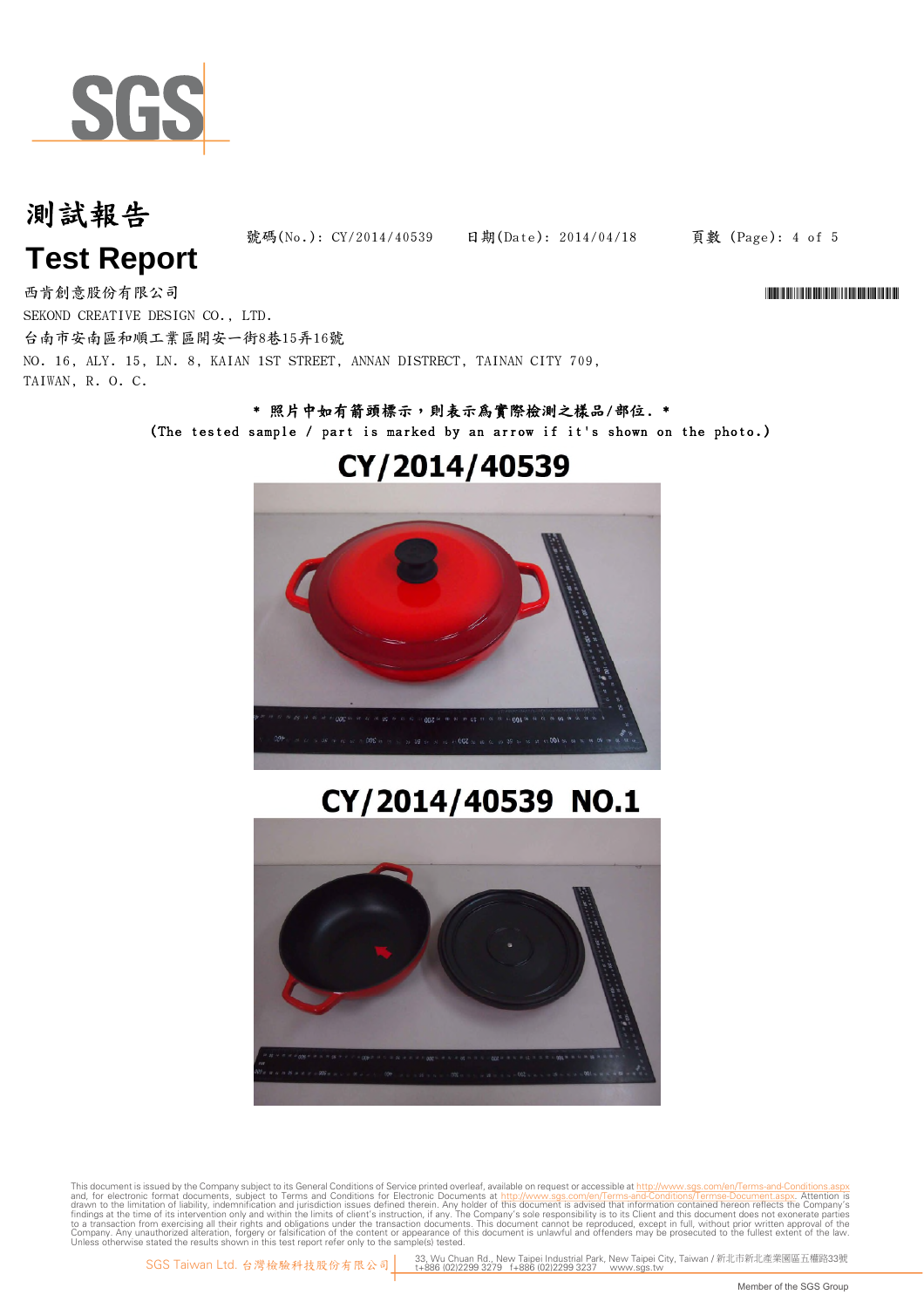# 測試報告

# Test Report

號碼(No.): CY/2014/40539　　日期(Date): 2014/04/18

西肯創意股份有限公司

SEKOND CREATIVE DESIGN CO., LTD.

台南市安南區和順工業區開安一街8巷15弄16號

NO. 16, ALY. 15, LN. 8, KAIAN 1ST STREET, ANNAN DISTRECT, TAINAN CITY 709, TAIWAN, R. O. C.

\* 照片中如有箭頭標示，則表示為實際檢測之樣品/部位. \*

(The tested sample / part is marked by an arrow if it's shown on the photo.)

CY/2014/40539

CY/2014/40539 NO.1

This document is issued by the Company subject to its General Conditions of Service printed overleaf, available on request or accessible at http://www.sgs.com/en/Terms-and-Conditions.aspx and, for electronic format documents, subject to Terms and Conditions for Electronic Documents at http://www.sgs.com/en/Terms-and-Conditions/Termse-Document.aspx. Attention is drawn to the limitation of liability, indemnification and jurisdiction issues defined therein. Any holder of this document is advised that information contained hereon reflects the Company's findings at the time of its intervention only and within the limits of client's instruction, if any. The Company's sole responsibility is to its Client and this document does not exonerate parties to a transaction from exercising all their rights and obligations under the transaction documents. This document cannot be reproduced, except in full, without prior written approval of the Company. Any unauthorized alteration, forgery or falsification of the content or appearance of this document is unlawful and offenders may be prosecuted to the fullest extent of the law. Unless otherwise stated the results shown in this test report refer only to the sample(s) tested.

SGS Taiwan Ltd. 台灣檢驗科技股份有限公司　33, Wu Chuan Rd., New Taipei Industrial Park, New Taipei City, Taiwan / 新北市新北產業園區五權路33號 t+886 (02)2299 3279　f+886 (02)2299 3237　www.sgs.tw

Member of the SGS Group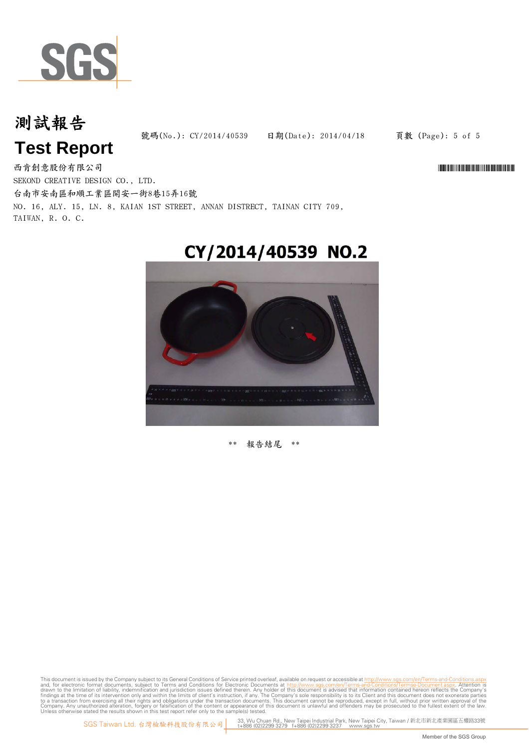# 測試報告

# Test Report

號碼(No.): CY/2014/40539　　日期(Date): 2014/04/18

西肯創意股份有限公司

SEKOND CREATIVE DESIGN CO., LTD.

台南市安南區和順工業區開安一街8巷15弄16號

NO. 16, ALY. 15, LN. 8, KAIAN 1ST STREET, ANNAN DISTRECT, TAINAN CITY 709, TAIWAN, R. O. C.

CY/2014/40539 NO.2

** 報告結尾 **

This document is issued by the Company subject to its General Conditions of Service printed overleaf, available on request or accessible at http://www.sgs.com/en/Terms-and-Conditions.aspx and, for electronic format documents, subject to Terms and Conditions for Electronic Documents at http://www.sgs.com/en/Terms-and-Conditions/Termse-Document.aspx. Attention is drawn to the limitation of liability, indemnification and jurisdiction issues defined therein. Any holder of this document is advised that information contained hereon reflects the Company's findings at the time of its intervention only and within the limits of client's instruction, if any. The Company's sole responsibility is to its Client and this document does not exonerate parties to a transaction from exercising all their rights and obligations under the transaction documents. This document cannot be reproduced, except in full, without prior written approval of the Company. Any unauthorized alteration, forgery or falsification of the content or appearance of this document is unlawful and offenders may be prosecuted to the fullest extent of the law. Unless otherwise stated the results shown in this test report refer only to the sample(s) tested.

SGS Taiwan Ltd. 台灣檢驗科技股份有限公司 | 33, Wu Chuan Rd., New Taipei Industrial Park, New Taipei City, Taiwan / 新北市新北產業園區五權路33號 t+886 (02)2299 3279 f+886 (02)2299 3237 www.sgs.tw

Member of the SGS Group